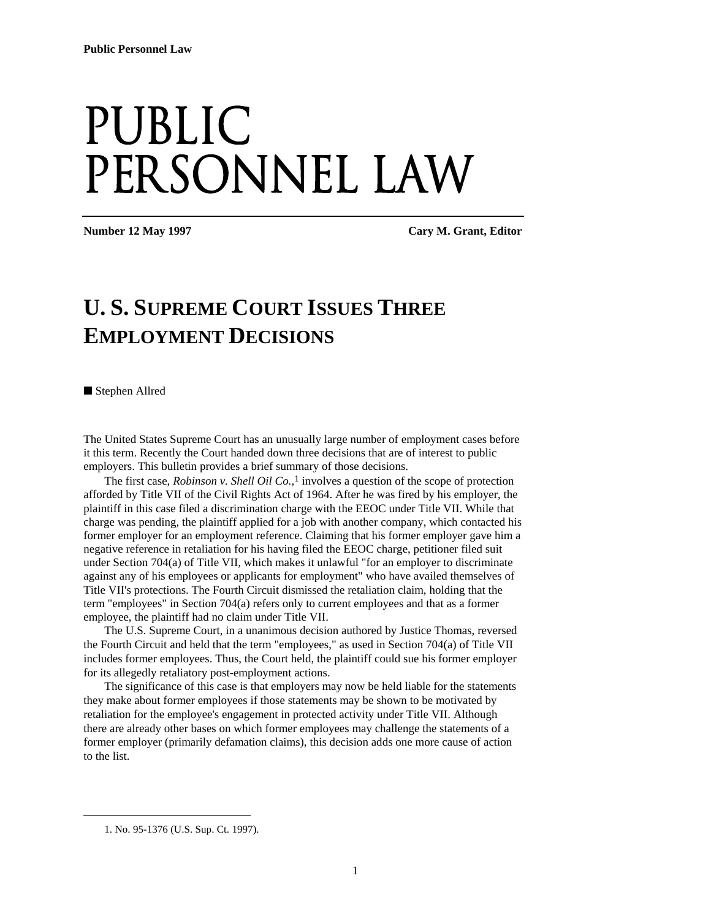Public Personnel Law

# PUBLIC PERSONNEL LAW

**Number 12 May 1997** **Cary M. Grant, Editor**

## U. S. SUPREME COURT ISSUES THREE EMPLOYMENT DECISIONS

■ Stephen Allred

The United States Supreme Court has an unusually large number of employment cases before it this term. Recently the Court handed down three decisions that are of interest to public employers. This bulletin provides a brief summary of those decisions.

The first case, *Robinson v. Shell Oil Co.*,[1] involves a question of the scope of protection afforded by Title VII of the Civil Rights Act of 1964. After he was fired by his employer, the plaintiff in this case filed a discrimination charge with the EEOC under Title VII. While that charge was pending, the plaintiff applied for a job with another company, which contacted his former employer for an employment reference. Claiming that his former employer gave him a negative reference in retaliation for his having filed the EEOC charge, petitioner filed suit under Section 704(a) of Title VII, which makes it unlawful "for an employer to discriminate against any of his employees or applicants for employment" who have availed themselves of Title VII's protections. The Fourth Circuit dismissed the retaliation claim, holding that the term "employees" in Section 704(a) refers only to current employees and that as a former employee, the plaintiff had no claim under Title VII.

The U.S. Supreme Court, in a unanimous decision authored by Justice Thomas, reversed the Fourth Circuit and held that the term "employees," as used in Section 704(a) of Title VII includes former employees. Thus, the Court held, the plaintiff could sue his former employer for its allegedly retaliatory post-employment actions.

The significance of this case is that employers may now be held liable for the statements they make about former employees if those statements may be shown to be motivated by retaliation for the employee's engagement in protected activity under Title VII. Although there are already other bases on which former employees may challenge the statements of a former employer (primarily defamation claims), this decision adds one more cause of action to the list.

---

1. No. 95-1376 (U.S. Sup. Ct. 1997).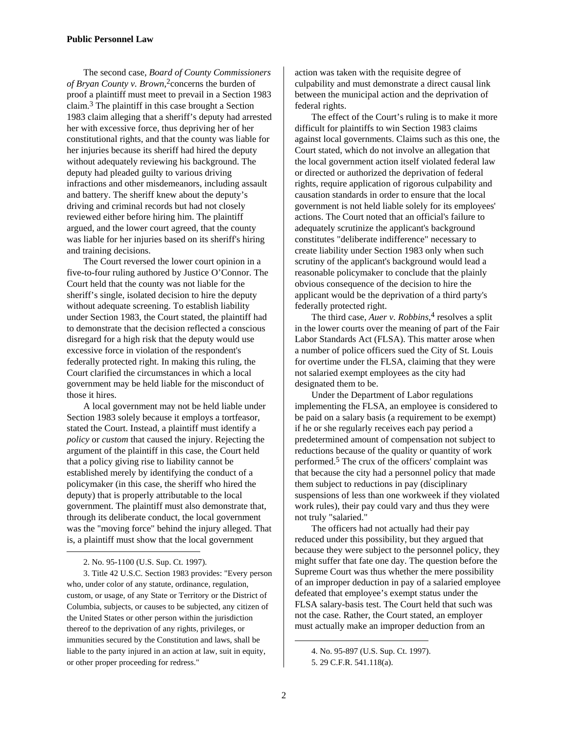The second case, *Board of County Commissioners of Bryan County v. Brown*,[2] concerns the burden of proof a plaintiff must meet to prevail in a Section 1983 claim.[3] The plaintiff in this case brought a Section 1983 claim alleging that a sheriff's deputy had arrested her with excessive force, thus depriving her of her constitutional rights, and that the county was liable for her injuries because its sheriff had hired the deputy without adequately reviewing his background. The deputy had pleaded guilty to various driving infractions and other misdemeanors, including assault and battery. The sheriff knew about the deputy's driving and criminal records but had not closely reviewed either before hiring him. The plaintiff argued, and the lower court agreed, that the county was liable for her injuries based on its sheriff's hiring and training decisions.

The Court reversed the lower court opinion in a five-to-four ruling authored by Justice O'Connor. The Court held that the county was not liable for the sheriff's single, isolated decision to hire the deputy without adequate screening. To establish liability under Section 1983, the Court stated, the plaintiff had to demonstrate that the decision reflected a conscious disregard for a high risk that the deputy would use excessive force in violation of the respondent's federally protected right. In making this ruling, the Court clarified the circumstances in which a local government may be held liable for the misconduct of those it hires.

A local government may not be held liable under Section 1983 solely because it employs a tortfeasor, stated the Court. Instead, a plaintiff must identify a *policy* or *custom* that caused the injury. Rejecting the argument of the plaintiff in this case, the Court held that a policy giving rise to liability cannot be established merely by identifying the conduct of a policymaker (in this case, the sheriff who hired the deputy) that is properly attributable to the local government. The plaintiff must also demonstrate that, through its deliberate conduct, the local government was the "moving force" behind the injury alleged. That is, a plaintiff must show that the local government action was taken with the requisite degree of culpability and must demonstrate a direct causal link between the municipal action and the deprivation of federal rights.

The effect of the Court's ruling is to make it more difficult for plaintiffs to win Section 1983 claims against local governments. Claims such as this one, the Court stated, which do not involve an allegation that the local government action itself violated federal law or directed or authorized the deprivation of federal rights, require application of rigorous culpability and causation standards in order to ensure that the local government is not held liable solely for its employees' actions. The Court noted that an official's failure to adequately scrutinize the applicant's background constitutes "deliberate indifference" necessary to create liability under Section 1983 only when such scrutiny of the applicant's background would lead a reasonable policymaker to conclude that the plainly obvious consequence of the decision to hire the applicant would be the deprivation of a third party's federally protected right.

The third case, *Auer v. Robbins*,[4] resolves a split in the lower courts over the meaning of part of the Fair Labor Standards Act (FLSA). This matter arose when a number of police officers sued the City of St. Louis for overtime under the FLSA, claiming that they were not salaried exempt employees as the city had designated them to be.

Under the Department of Labor regulations implementing the FLSA, an employee is considered to be paid on a salary basis (a requirement to be exempt) if he or she regularly receives each pay period a predetermined amount of compensation not subject to reductions because of the quality or quantity of work performed.[5] The crux of the officers' complaint was that because the city had a personnel policy that made them subject to reductions in pay (disciplinary suspensions of less than one workweek if they violated work rules), their pay could vary and thus they were not truly "salaried."

The officers had not actually had their pay reduced under this possibility, but they argued that because they were subject to the personnel policy, they might suffer that fate one day. The question before the Supreme Court was thus whether the mere possibility of an improper deduction in pay of a salaried employee defeated that employee's exempt status under the FLSA salary-basis test. The Court held that such was not the case. Rather, the Court stated, an employer must actually make an improper deduction from an

---

2. No. 95-1100 (U.S. Sup. Ct. 1997).

3. Title 42 U.S.C. Section 1983 provides: "Every person who, under color of any statute, ordinance, regulation, custom, or usage, of any State or Territory or the District of Columbia, subjects, or causes to be subjected, any citizen of the United States or other person within the jurisdiction thereof to the deprivation of any rights, privileges, or immunities secured by the Constitution and laws, shall be liable to the party injured in an action at law, suit in equity, or other proper proceeding for redress."

4. No. 95-897 (U.S. Sup. Ct. 1997).

5. 29 C.F.R. 541.118(a).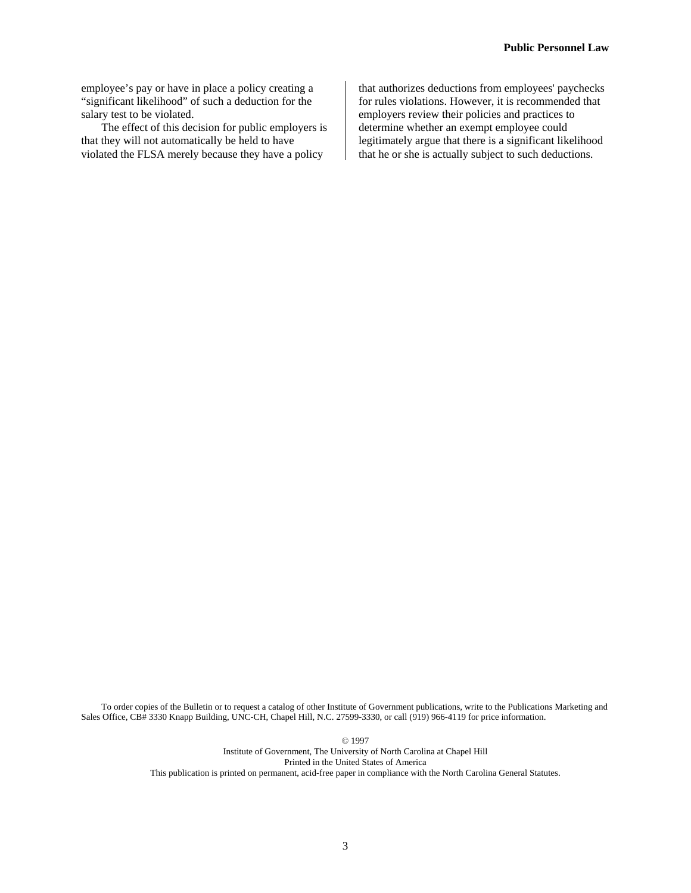employee's pay or have in place a policy creating a "significant likelihood" of such a deduction for the salary test to be violated.

The effect of this decision for public employers is that they will not automatically be held to have violated the FLSA merely because they have a policy that authorizes deductions from employees' paychecks for rules violations. However, it is recommended that employers review their policies and practices to determine whether an exempt employee could legitimately argue that there is a significant likelihood that he or she is actually subject to such deductions.

To order copies of the Bulletin or to request a catalog of other Institute of Government publications, write to the Publications Marketing and Sales Office, CB# 3330 Knapp Building, UNC-CH, Chapel Hill, N.C. 27599-3330, or call (919) 966-4119 for price information.

© 1997
Institute of Government, The University of North Carolina at Chapel Hill
Printed in the United States of America
This publication is printed on permanent, acid-free paper in compliance with the North Carolina General Statutes.